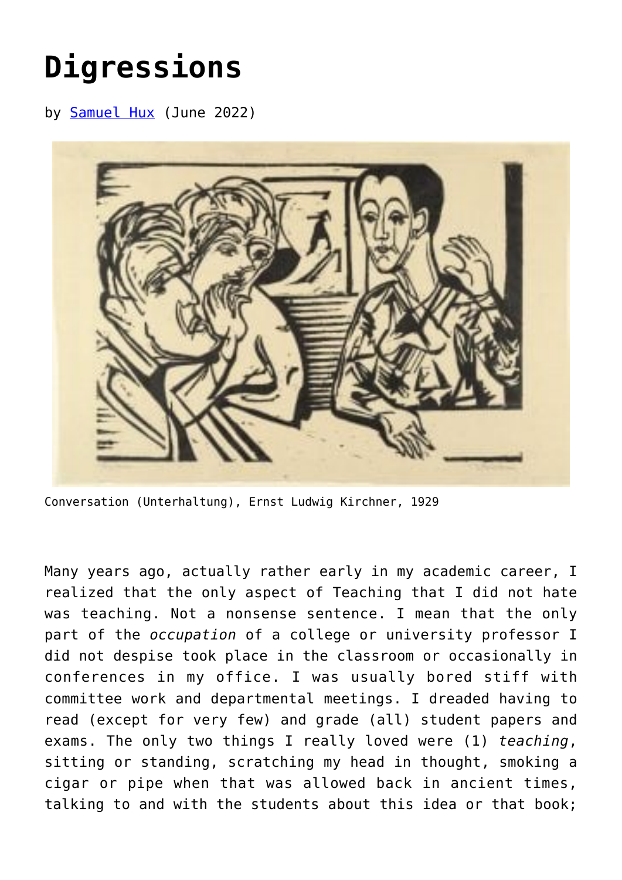# Digressions

by Samuel Hux (June 2022)

Conversation (Unterhaltung), Ernst Ludwig Kirchner, 1929

Many years ago, actually rather early in my academic career, I realized that the only aspect of Teaching that I did not hate was teaching. Not a nonsense sentence. I mean that the only part of the *occupation* of a college or university professor I did not despise took place in the classroom or occasionally in conferences in my office. I was usually bored stiff with committee work and departmental meetings. I dreaded having to read (except for very few) and grade (all) student papers and exams. The only two things I really loved were (1) *teaching*, sitting or standing, scratching my head in thought, smoking a cigar or pipe when that was allowed back in ancient times, talking to and with the students about this idea or that book;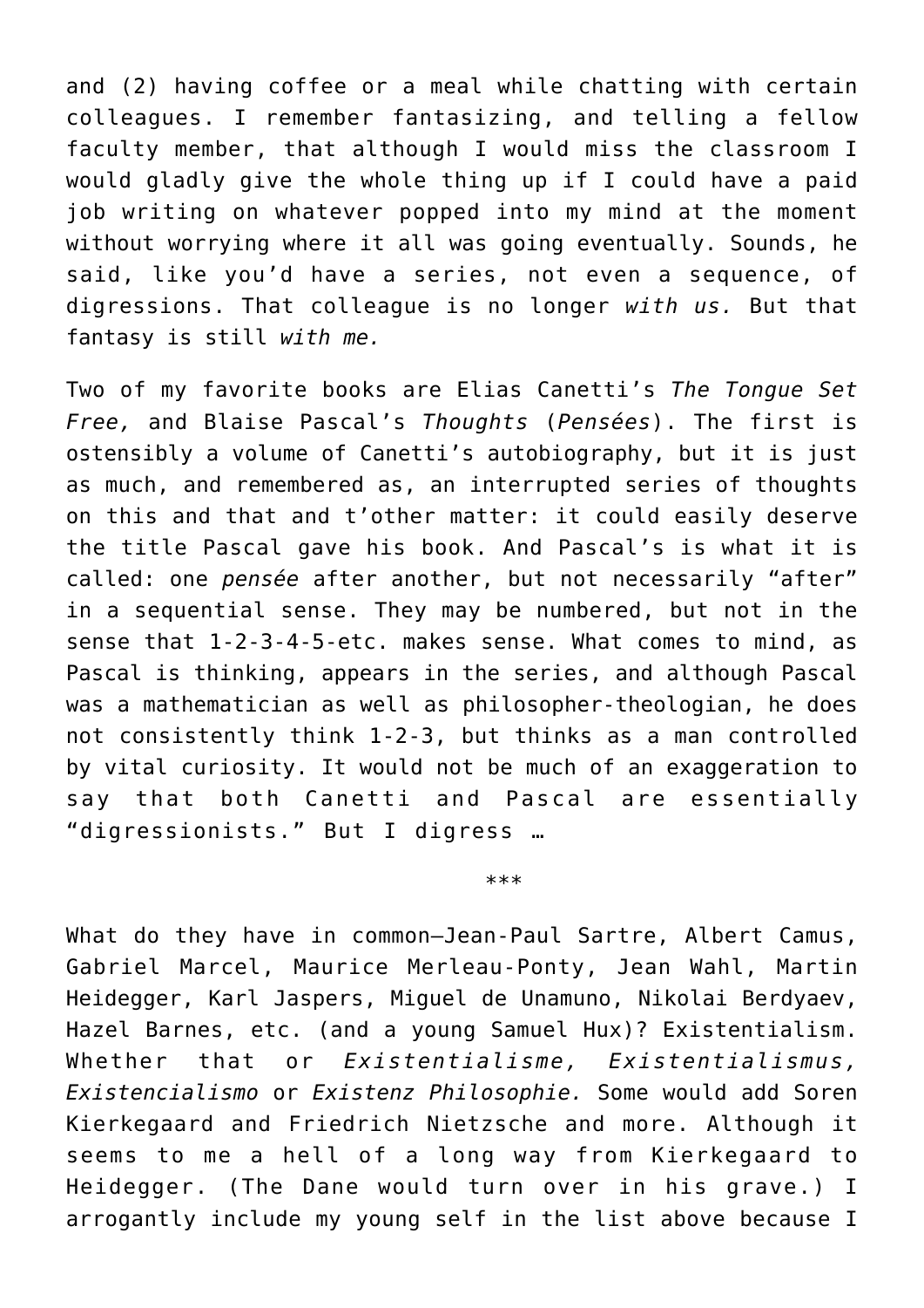and (2) having coffee or a meal while chatting with certain colleagues. I remember fantasizing, and telling a fellow faculty member, that although I would miss the classroom I would gladly give the whole thing up if I could have a paid job writing on whatever popped into my mind at the moment without worrying where it all was going eventually. Sounds, he said, like you'd have a series, not even a sequence, of digressions. That colleague is no longer *with us.* But that fantasy is still *with me.*

Two of my favorite books are Elias Canetti's *The Tongue Set Free,* and Blaise Pascal's *Thoughts* (*Pensées*). The first is ostensibly a volume of Canetti's autobiography, but it is just as much, and remembered as, an interrupted series of thoughts on this and that and t'other matter: it could easily deserve the title Pascal gave his book. And Pascal's is what it is called: one *pensée* after another, but not necessarily "after" in a sequential sense. They may be numbered, but not in the sense that 1-2-3-4-5-etc. makes sense. What comes to mind, as Pascal is thinking, appears in the series, and although Pascal was a mathematician as well as philosopher-theologian, he does not consistently think 1-2-3, but thinks as a man controlled by vital curiosity. It would not be much of an exaggeration to say that both Canetti and Pascal are essentially "digressionists." But I digress …

***

What do they have in common—Jean-Paul Sartre, Albert Camus, Gabriel Marcel, Maurice Merleau-Ponty, Jean Wahl, Martin Heidegger, Karl Jaspers, Miguel de Unamuno, Nikolai Berdyaev, Hazel Barnes, etc. (and a young Samuel Hux)? Existentialism. Whether that or *Existentialisme, Existentialismus, Existencialismo* or *Existenz Philosophie.* Some would add Soren Kierkegaard and Friedrich Nietzsche and more. Although it seems to me a hell of a long way from Kierkegaard to Heidegger. (The Dane would turn over in his grave.) I arrogantly include my young self in the list above because I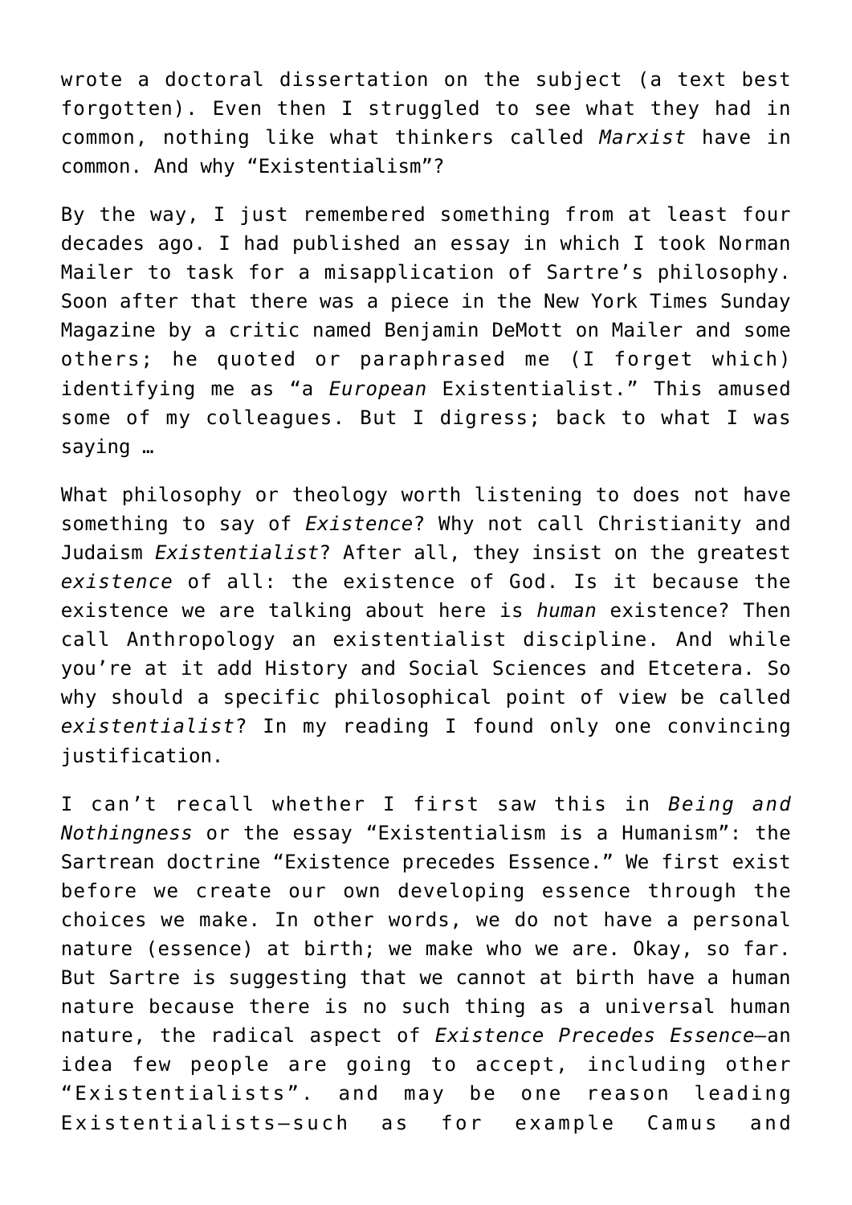wrote a doctoral dissertation on the subject (a text best forgotten). Even then I struggled to see what they had in common, nothing like what thinkers called *Marxist* have in common. And why "Existentialism"?

By the way, I just remembered something from at least four decades ago. I had published an essay in which I took Norman Mailer to task for a misapplication of Sartre's philosophy. Soon after that there was a piece in the New York Times Sunday Magazine by a critic named Benjamin DeMott on Mailer and some others; he quoted or paraphrased me (I forget which) identifying me as "a *European* Existentialist." This amused some of my colleagues. But I digress; back to what I was saying …

What philosophy or theology worth listening to does not have something to say of *Existence*? Why not call Christianity and Judaism *Existentialist*? After all, they insist on the greatest *existence* of all: the existence of God. Is it because the existence we are talking about here is *human* existence? Then call Anthropology an existentialist discipline. And while you're at it add History and Social Sciences and Etcetera. So why should a specific philosophical point of view be called *existentialist*? In my reading I found only one convincing justification.

I can't recall whether I first saw this in *Being and Nothingness* or the essay "Existentialism is a Humanism": the Sartrean doctrine "Existence precedes Essence." We first exist before we create our own developing essence through the choices we make. In other words, we do not have a personal nature (essence) at birth; we make who we are. Okay, so far. But Sartre is suggesting that we cannot at birth have a human nature because there is no such thing as a universal human nature, the radical aspect of *Existence Precedes Essence*—an idea few people are going to accept, including other "Existentialists". and may be one reason leading Existentialists—such as for example Camus and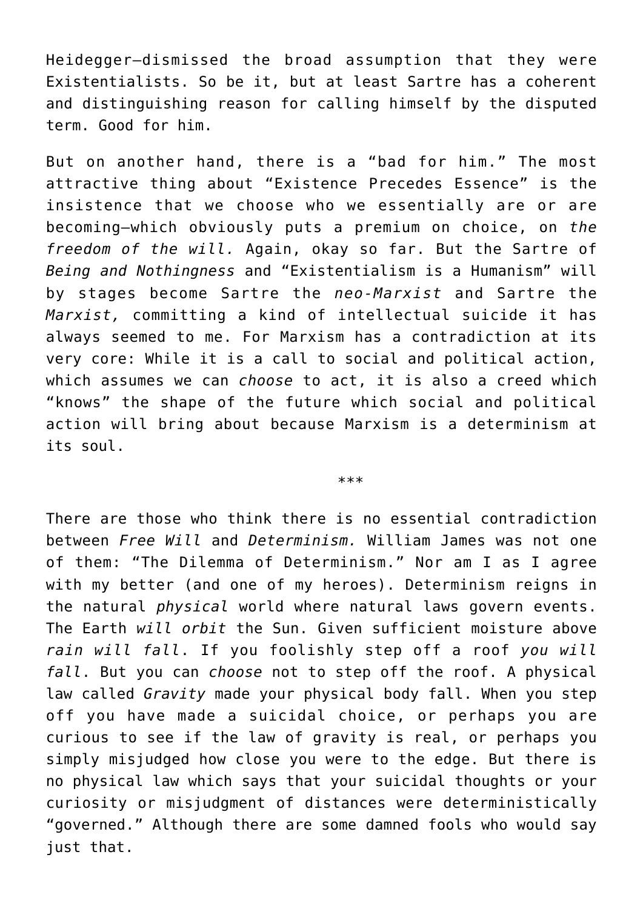Heidegger—dismissed the broad assumption that they were Existentialists. So be it, but at least Sartre has a coherent and distinguishing reason for calling himself by the disputed term. Good for him.

But on another hand, there is a "bad for him." The most attractive thing about "Existence Precedes Essence" is the insistence that we choose who we essentially are or are becoming—which obviously puts a premium on choice, on *the freedom of the will.* Again, okay so far. But the Sartre of *Being and Nothingness* and "Existentialism is a Humanism" will by stages become Sartre the *neo-Marxist* and Sartre the *Marxist,* committing a kind of intellectual suicide it has always seemed to me. For Marxism has a contradiction at its very core: While it is a call to social and political action, which assumes we can *choose* to act, it is also a creed which "knows" the shape of the future which social and political action will bring about because Marxism is a determinism at its soul.

***

There are those who think there is no essential contradiction between *Free Will* and *Determinism.* William James was not one of them: "The Dilemma of Determinism." Nor am I as I agree with my better (and one of my heroes). Determinism reigns in the natural *physical* world where natural laws govern events. The Earth *will orbit* the Sun. Given sufficient moisture above *rain will fall*. If you foolishly step off a roof *you will fall*. But you can *choose* not to step off the roof. A physical law called *Gravity* made your physical body fall. When you step off you have made a suicidal choice, or perhaps you are curious to see if the law of gravity is real, or perhaps you simply misjudged how close you were to the edge. But there is no physical law which says that your suicidal thoughts or your curiosity or misjudgment of distances were deterministically "governed." Although there are some damned fools who would say just that.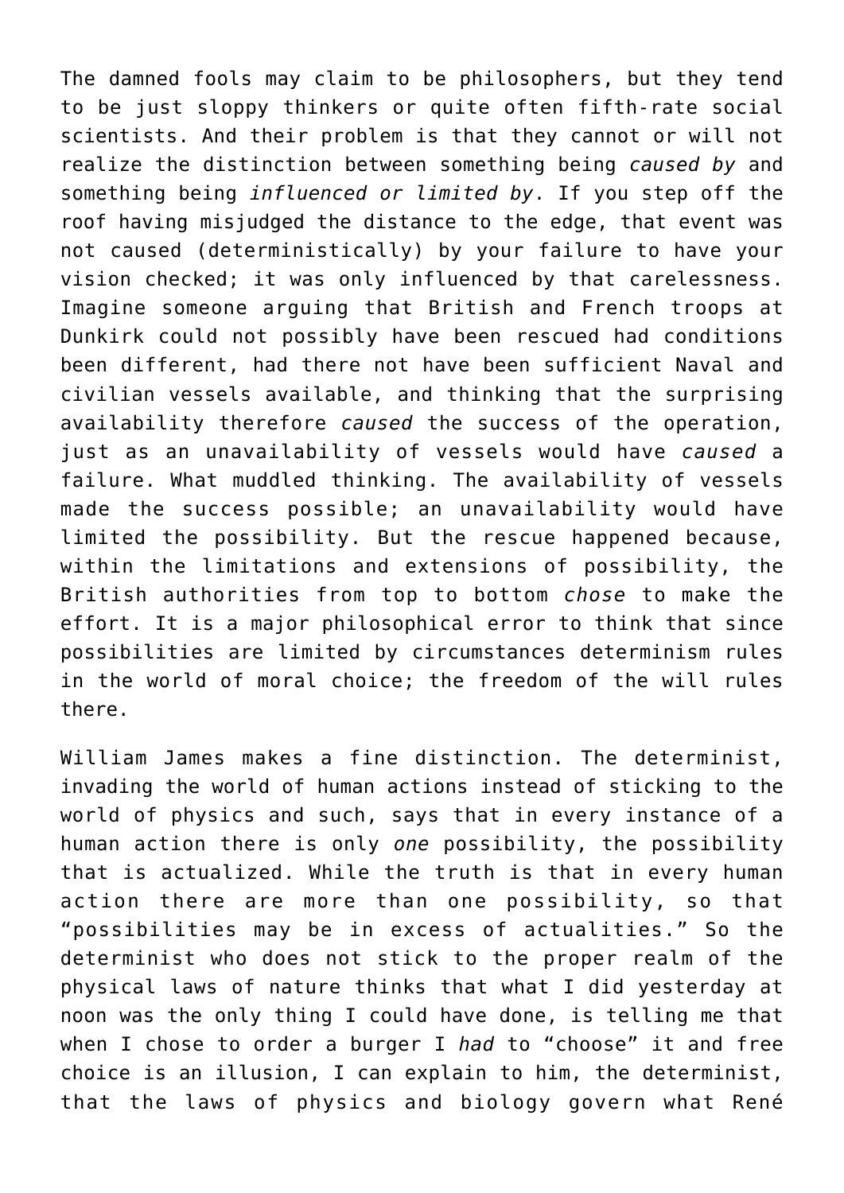The damned fools may claim to be philosophers, but they tend to be just sloppy thinkers or quite often fifth-rate social scientists. And their problem is that they cannot or will not realize the distinction between something being *caused by* and something being *influenced or limited by*. If you step off the roof having misjudged the distance to the edge, that event was not caused (deterministically) by your failure to have your vision checked; it was only influenced by that carelessness. Imagine someone arguing that British and French troops at Dunkirk could not possibly have been rescued had conditions been different, had there not have been sufficient Naval and civilian vessels available, and thinking that the surprising availability therefore *caused* the success of the operation, just as an unavailability of vessels would have *caused* a failure. What muddled thinking. The availability of vessels made the success possible; an unavailability would have limited the possibility. But the rescue happened because, within the limitations and extensions of possibility, the British authorities from top to bottom *chose* to make the effort. It is a major philosophical error to think that since possibilities are limited by circumstances determinism rules in the world of moral choice; the freedom of the will rules there.

William James makes a fine distinction. The determinist, invading the world of human actions instead of sticking to the world of physics and such, says that in every instance of a human action there is only *one* possibility, the possibility that is actualized. While the truth is that in every human action there are more than one possibility, so that "possibilities may be in excess of actualities." So the determinist who does not stick to the proper realm of the physical laws of nature thinks that what I did yesterday at noon was the only thing I could have done, is telling me that when I chose to order a burger I *had* to "choose" it and free choice is an illusion, I can explain to him, the determinist, that the laws of physics and biology govern what René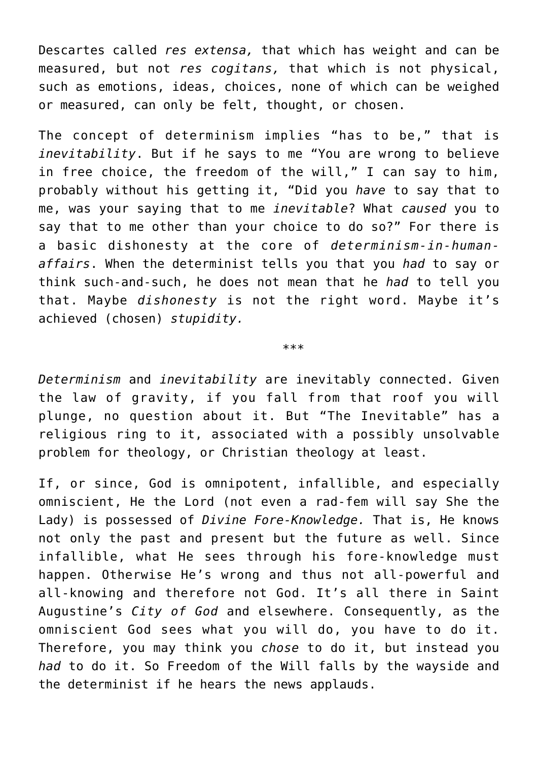Descartes called *res extensa,* that which has weight and can be measured, but not *res cogitans,* that which is not physical, such as emotions, ideas, choices, none of which can be weighed or measured, can only be felt, thought, or chosen.

The concept of determinism implies "has to be," that is *inevitability*. But if he says to me "You are wrong to believe in free choice, the freedom of the will," I can say to him, probably without his getting it, "Did you *have* to say that to me, was your saying that to me *inevitable*? What *caused* you to say that to me other than your choice to do so?" For there is a basic dishonesty at the core of *determinism-in-human-affairs*. When the determinist tells you that you *had* to say or think such-and-such, he does not mean that he *had* to tell you that. Maybe *dishonesty* is not the right word. Maybe it's achieved (chosen) *stupidity.*

***

*Determinism* and *inevitability* are inevitably connected. Given the law of gravity, if you fall from that roof you will plunge, no question about it. But "The Inevitable" has a religious ring to it, associated with a possibly unsolvable problem for theology, or Christian theology at least.

If, or since, God is omnipotent, infallible, and especially omniscient, He the Lord (not even a rad-fem will say She the Lady) is possessed of *Divine Fore-Knowledge.* That is, He knows not only the past and present but the future as well. Since infallible, what He sees through his fore-knowledge must happen. Otherwise He's wrong and thus not all-powerful and all-knowing and therefore not God. It's all there in Saint Augustine's *City of God* and elsewhere. Consequently, as the omniscient God sees what you will do, you have to do it. Therefore, you may think you *chose* to do it, but instead you *had* to do it. So Freedom of the Will falls by the wayside and the determinist if he hears the news applauds.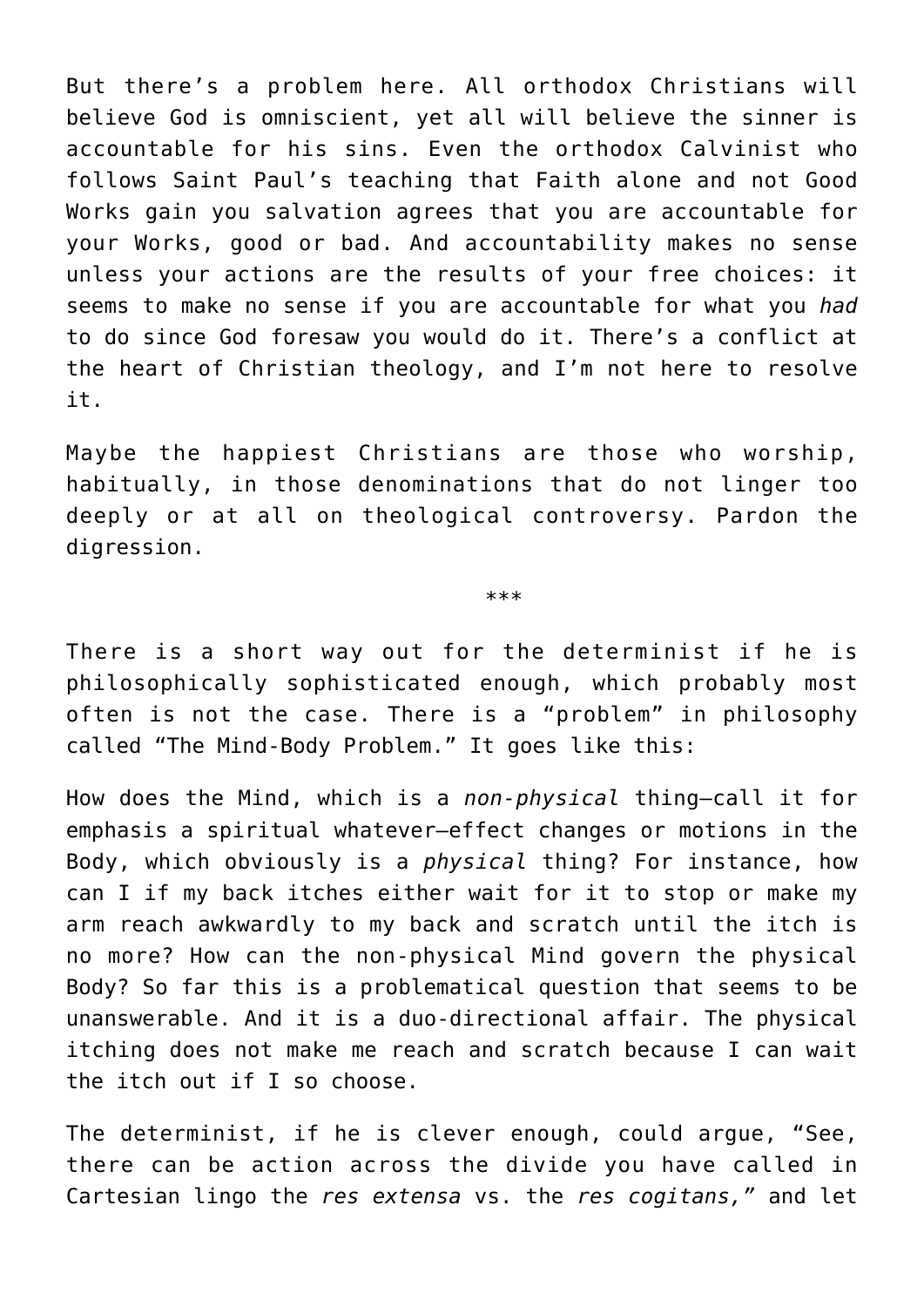But there's a problem here. All orthodox Christians will believe God is omniscient, yet all will believe the sinner is accountable for his sins. Even the orthodox Calvinist who follows Saint Paul's teaching that Faith alone and not Good Works gain you salvation agrees that you are accountable for your Works, good or bad. And accountability makes no sense unless your actions are the results of your free choices: it seems to make no sense if you are accountable for what you *had* to do since God foresaw you would do it. There's a conflict at the heart of Christian theology, and I'm not here to resolve it.

Maybe the happiest Christians are those who worship, habitually, in those denominations that do not linger too deeply or at all on theological controversy. Pardon the digression.

***

There is a short way out for the determinist if he is philosophically sophisticated enough, which probably most often is not the case. There is a "problem" in philosophy called "The Mind-Body Problem." It goes like this:

How does the Mind, which is a *non-physical* thing—call it for emphasis a spiritual whatever—effect changes or motions in the Body, which obviously is a *physical* thing? For instance, how can I if my back itches either wait for it to stop or make my arm reach awkwardly to my back and scratch until the itch is no more? How can the non-physical Mind govern the physical Body? So far this is a problematical question that seems to be unanswerable. And it is a duo-directional affair. The physical itching does not make me reach and scratch because I can wait the itch out if I so choose.

The determinist, if he is clever enough, could argue, "See, there can be action across the divide you have called in Cartesian lingo the *res extensa* vs. the *res cogitans,"* and let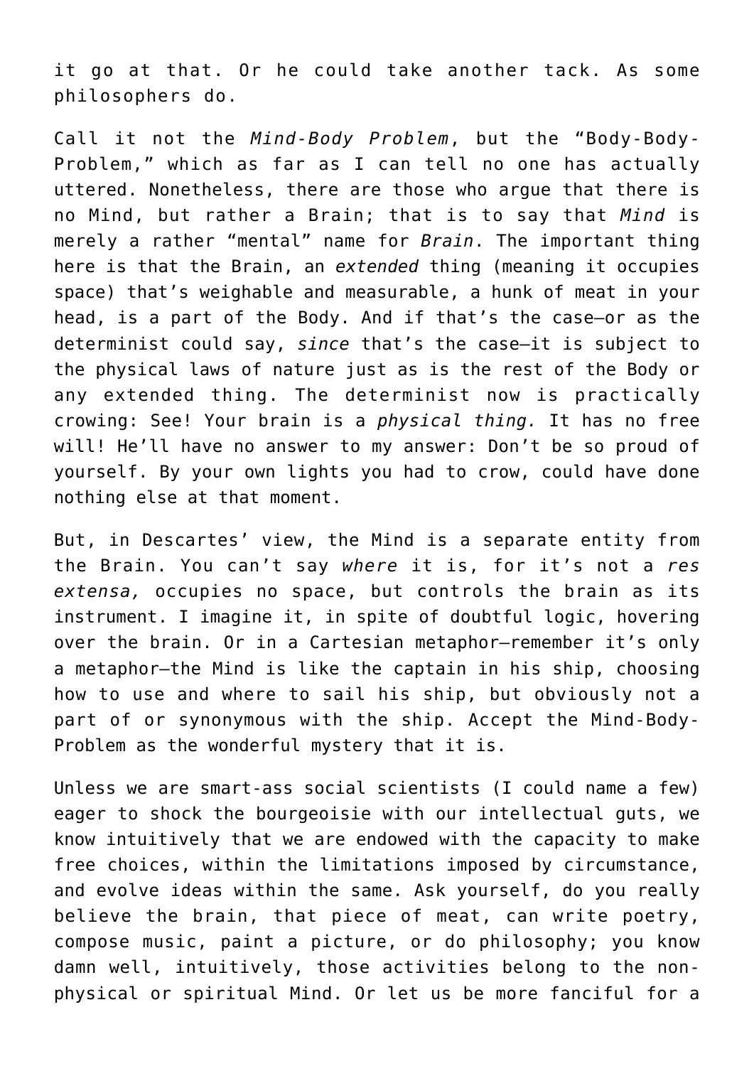it go at that. Or he could take another tack. As some philosophers do.

Call it not the *Mind-Body Problem*, but the “Body-Body-Problem,” which as far as I can tell no one has actually uttered. Nonetheless, there are those who argue that there is no Mind, but rather a Brain; that is to say that *Mind* is merely a rather “mental” name for *Brain*. The important thing here is that the Brain, an *extended* thing (meaning it occupies space) that’s weighable and measurable, a hunk of meat in your head, is a part of the Body. And if that’s the case—or as the determinist could say, *since* that’s the case—it is subject to the physical laws of nature just as is the rest of the Body or any extended thing. The determinist now is practically crowing: See! Your brain is a *physical thing.* It has no free will! He’ll have no answer to my answer: Don’t be so proud of yourself. By your own lights you had to crow, could have done nothing else at that moment.

But, in Descartes’ view, the Mind is a separate entity from the Brain. You can’t say *where* it is, for it’s not a *res extensa,* occupies no space, but controls the brain as its instrument. I imagine it, in spite of doubtful logic, hovering over the brain. Or in a Cartesian metaphor—remember it’s only a metaphor—the Mind is like the captain in his ship, choosing how to use and where to sail his ship, but obviously not a part of or synonymous with the ship. Accept the Mind-Body-Problem as the wonderful mystery that it is.

Unless we are smart-ass social scientists (I could name a few) eager to shock the bourgeoisie with our intellectual guts, we know intuitively that we are endowed with the capacity to make free choices, within the limitations imposed by circumstance, and evolve ideas within the same. Ask yourself, do you really believe the brain, that piece of meat, can write poetry, compose music, paint a picture, or do philosophy; you know damn well, intuitively, those activities belong to the non-physical or spiritual Mind. Or let us be more fanciful for a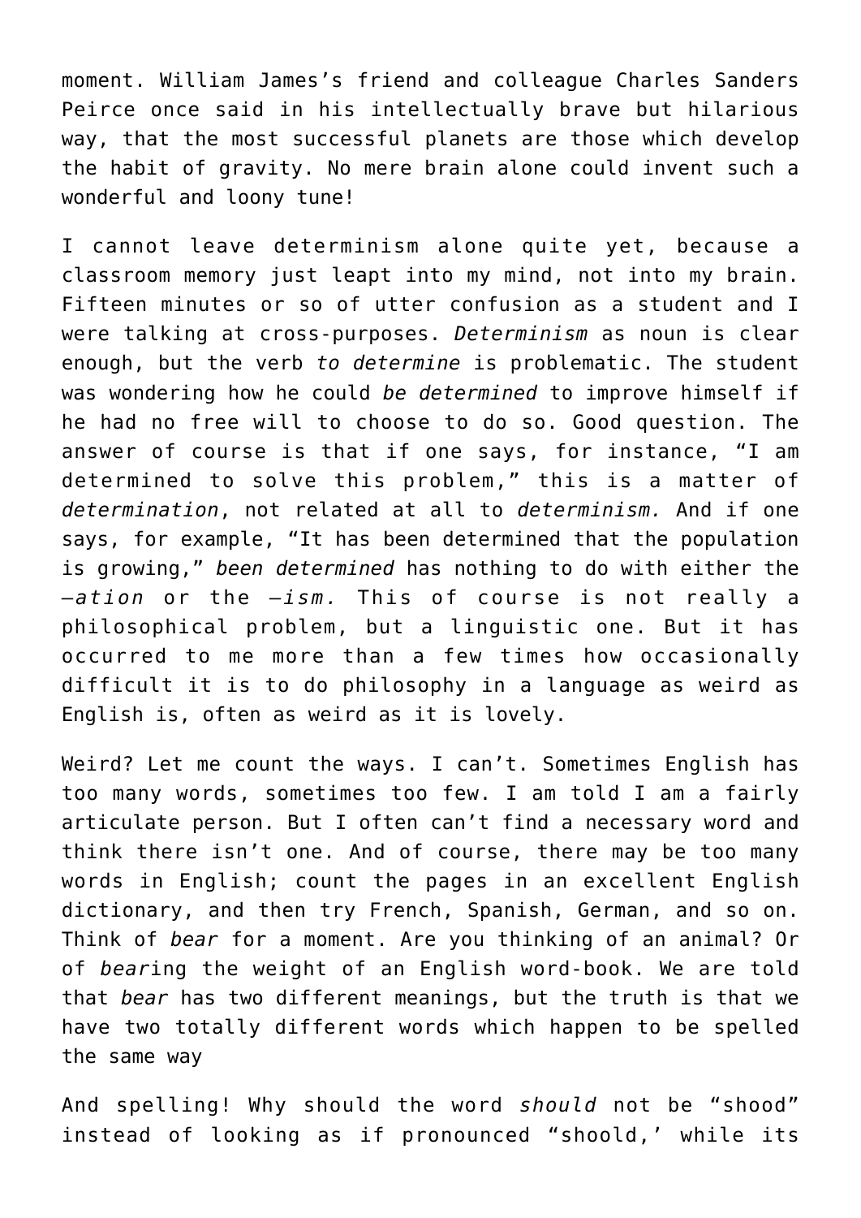moment. William James's friend and colleague Charles Sanders Peirce once said in his intellectually brave but hilarious way, that the most successful planets are those which develop the habit of gravity. No mere brain alone could invent such a wonderful and loony tune!

I cannot leave determinism alone quite yet, because a classroom memory just leapt into my mind, not into my brain. Fifteen minutes or so of utter confusion as a student and I were talking at cross-purposes. *Determinism* as noun is clear enough, but the verb *to determine* is problematic. The student was wondering how he could *be determined* to improve himself if he had no free will to choose to do so. Good question. The answer of course is that if one says, for instance, "I am determined to solve this problem," this is a matter of *determination*, not related at all to *determinism.* And if one says, for example, "It has been determined that the population is growing," *been determined* has nothing to do with either the *–ation* or the *–ism.* This of course is not really a philosophical problem, but a linguistic one. But it has occurred to me more than a few times how occasionally difficult it is to do philosophy in a language as weird as English is, often as weird as it is lovely.

Weird? Let me count the ways. I can't. Sometimes English has too many words, sometimes too few. I am told I am a fairly articulate person. But I often can't find a necessary word and think there isn't one. And of course, there may be too many words in English; count the pages in an excellent English dictionary, and then try French, Spanish, German, and so on. Think of *bear* for a moment. Are you thinking of an animal? Or of *bear*ing the weight of an English word-book. We are told that *bear* has two different meanings, but the truth is that we have two totally different words which happen to be spelled the same way

And spelling! Why should the word *should* not be "shood" instead of looking as if pronounced "shoold,' while its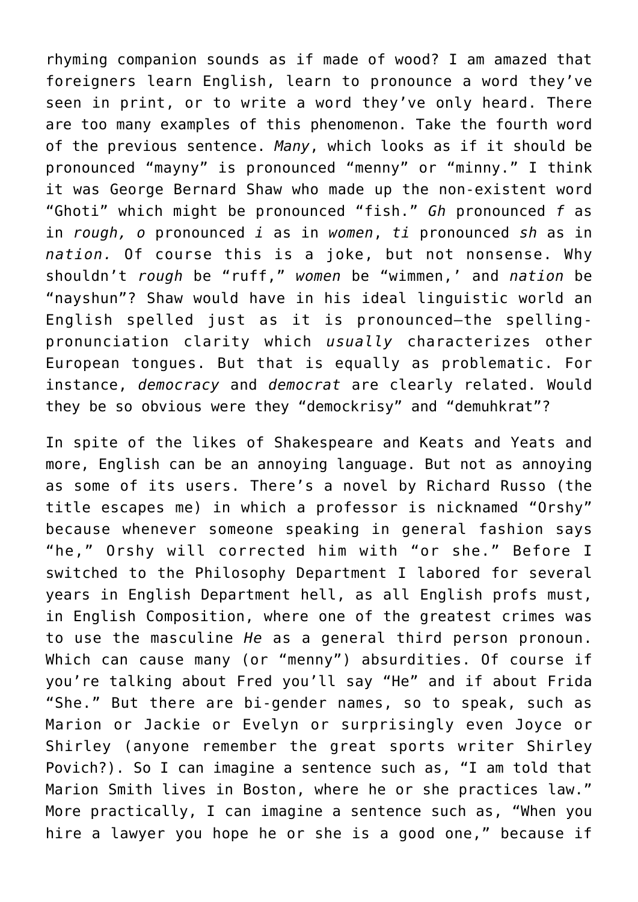rhyming companion sounds as if made of wood? I am amazed that foreigners learn English, learn to pronounce a word they've seen in print, or to write a word they've only heard. There are too many examples of this phenomenon. Take the fourth word of the previous sentence. *Many*, which looks as if it should be pronounced "mayny" is pronounced "menny" or "minny." I think it was George Bernard Shaw who made up the non-existent word "Ghoti" which might be pronounced "fish." *Gh* pronounced *f* as in *rough, o* pronounced *i* as in *women*, *ti* pronounced *sh* as in *nation.* Of course this is a joke, but not nonsense. Why shouldn't *rough* be "ruff," *women* be "wimmen,' and *nation* be "nayshun"? Shaw would have in his ideal linguistic world an English spelled just as it is pronounced—the spelling-pronunciation clarity which *usually* characterizes other European tongues. But that is equally as problematic. For instance, *democracy* and *democrat* are clearly related. Would they be so obvious were they "demockrisy" and "demuhkrat"?

In spite of the likes of Shakespeare and Keats and Yeats and more, English can be an annoying language. But not as annoying as some of its users. There's a novel by Richard Russo (the title escapes me) in which a professor is nicknamed "Orshy" because whenever someone speaking in general fashion says "he," Orshy will corrected him with "or she." Before I switched to the Philosophy Department I labored for several years in English Department hell, as all English profs must, in English Composition, where one of the greatest crimes was to use the masculine *He* as a general third person pronoun. Which can cause many (or "menny") absurdities. Of course if you're talking about Fred you'll say "He" and if about Frida "She." But there are bi-gender names, so to speak, such as Marion or Jackie or Evelyn or surprisingly even Joyce or Shirley (anyone remember the great sports writer Shirley Povich?). So I can imagine a sentence such as, "I am told that Marion Smith lives in Boston, where he or she practices law." More practically, I can imagine a sentence such as, "When you hire a lawyer you hope he or she is a good one," because if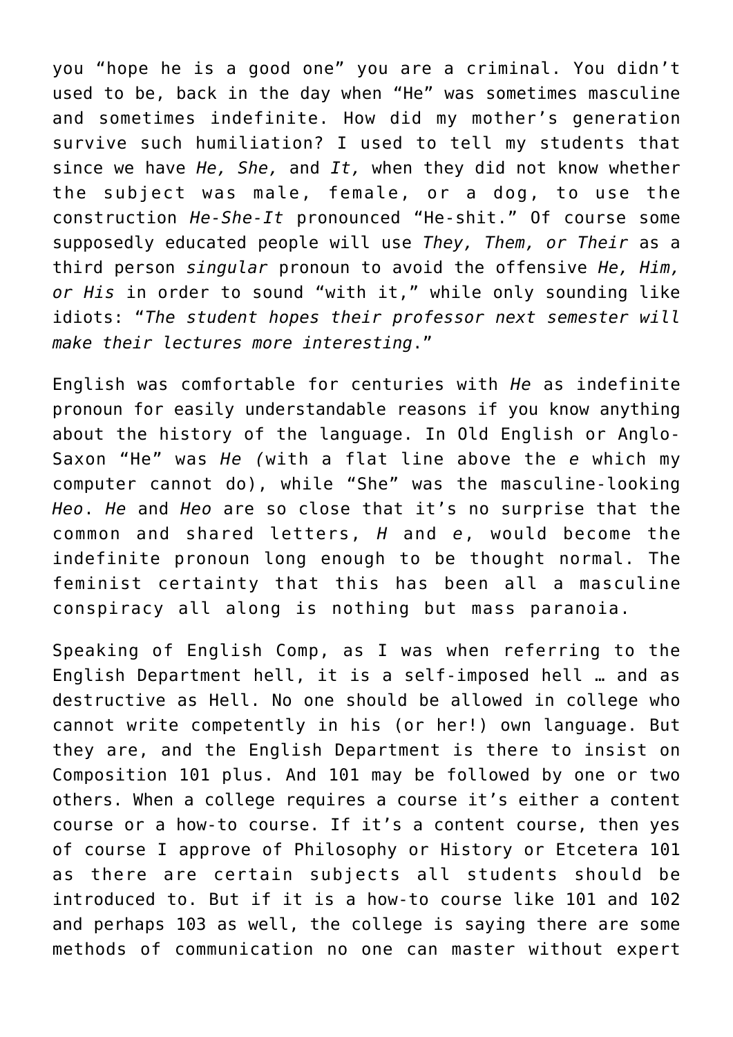you “hope he is a good one” you are a criminal. You didn’t used to be, back in the day when “He” was sometimes masculine and sometimes indefinite. How did my mother’s generation survive such humiliation? I used to tell my students that since we have *He, She,* and *It,* when they did not know whether the subject was male, female, or a dog, to use the construction *He-She-It* pronounced “He-shit.” Of course some supposedly educated people will use *They, Them, or Their* as a third person *singular* pronoun to avoid the offensive *He, Him, or His* in order to sound “with it,” while only sounding like idiots: “*The student hopes their professor next semester will make their lectures more interesting*.”

English was comfortable for centuries with *He* as indefinite pronoun for easily understandable reasons if you know anything about the history of the language. In Old English or Anglo-Saxon “He” was *He (*with a flat line above the *e* which my computer cannot do), while “She” was the masculine-looking *Heo*. *He* and *Heo* are so close that it’s no surprise that the common and shared letters, *H* and *e*, would become the indefinite pronoun long enough to be thought normal. The feminist certainty that this has been all a masculine conspiracy all along is nothing but mass paranoia.

Speaking of English Comp, as I was when referring to the English Department hell, it is a self-imposed hell … and as destructive as Hell. No one should be allowed in college who cannot write competently in his (or her!) own language. But they are, and the English Department is there to insist on Composition 101 plus. And 101 may be followed by one or two others. When a college requires a course it’s either a content course or a how-to course. If it’s a content course, then yes of course I approve of Philosophy or History or Etcetera 101 as there are certain subjects all students should be introduced to. But if it is a how-to course like 101 and 102 and perhaps 103 as well, the college is saying there are some methods of communication no one can master without expert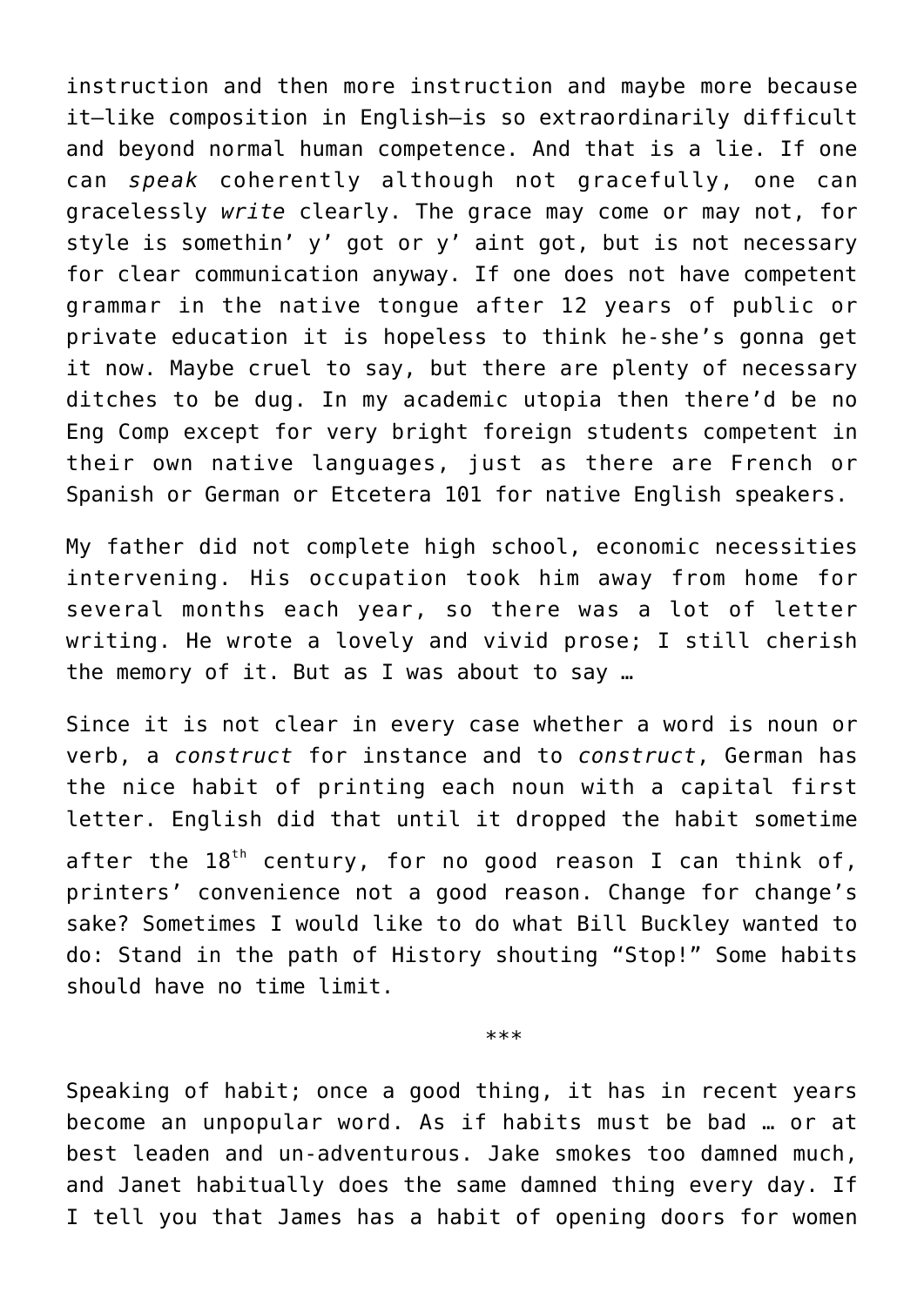instruction and then more instruction and maybe more because it—like composition in English—is so extraordinarily difficult and beyond normal human competence. And that is a lie. If one can *speak* coherently although not gracefully, one can gracelessly *write* clearly. The grace may come or may not, for style is somethin' y' got or y' aint got, but is not necessary for clear communication anyway. If one does not have competent grammar in the native tongue after 12 years of public or private education it is hopeless to think he-she's gonna get it now. Maybe cruel to say, but there are plenty of necessary ditches to be dug. In my academic utopia then there'd be no Eng Comp except for very bright foreign students competent in their own native languages, just as there are French or Spanish or German or Etcetera 101 for native English speakers.

My father did not complete high school, economic necessities intervening. His occupation took him away from home for several months each year, so there was a lot of letter writing. He wrote a lovely and vivid prose; I still cherish the memory of it. But as I was about to say …

Since it is not clear in every case whether a word is noun or verb, a *construct* for instance and to *construct*, German has the nice habit of printing each noun with a capital first letter. English did that until it dropped the habit sometime after the 18th century, for no good reason I can think of, printers' convenience not a good reason. Change for change's sake? Sometimes I would like to do what Bill Buckley wanted to do: Stand in the path of History shouting "Stop!" Some habits should have no time limit.

\*\*\*

Speaking of habit; once a good thing, it has in recent years become an unpopular word. As if habits must be bad … or at best leaden and un-adventurous. Jake smokes too damned much, and Janet habitually does the same damned thing every day. If I tell you that James has a habit of opening doors for women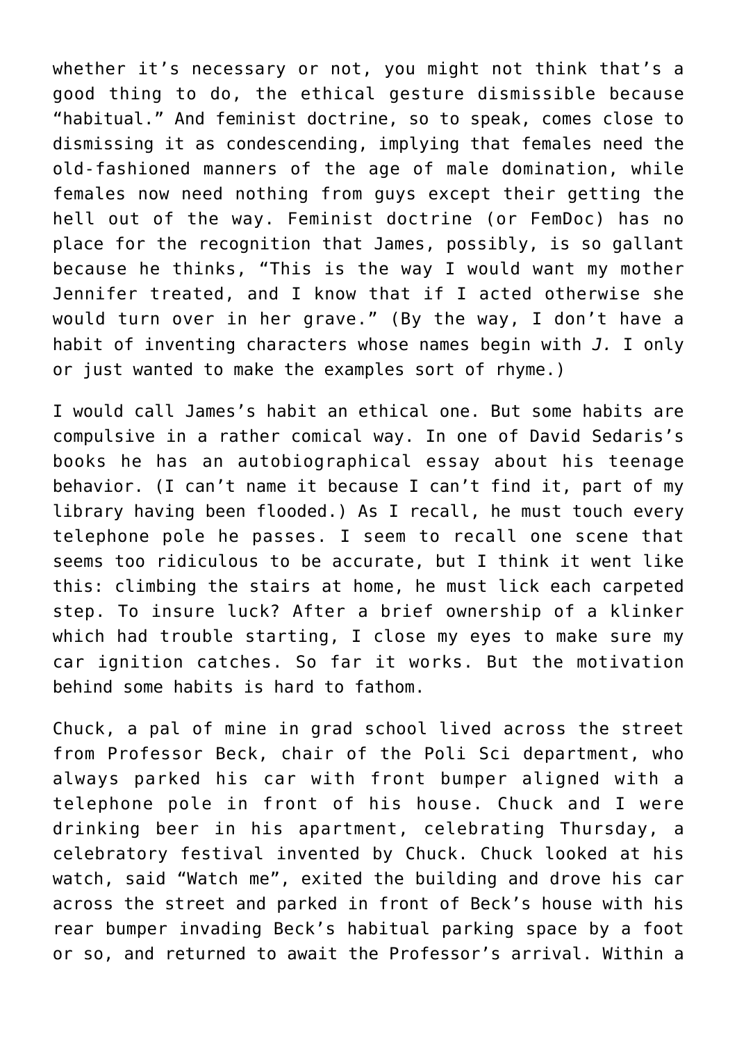whether it's necessary or not, you might not think that's a good thing to do, the ethical gesture dismissible because "habitual." And feminist doctrine, so to speak, comes close to dismissing it as condescending, implying that females need the old-fashioned manners of the age of male domination, while females now need nothing from guys except their getting the hell out of the way. Feminist doctrine (or FemDoc) has no place for the recognition that James, possibly, is so gallant because he thinks, "This is the way I would want my mother Jennifer treated, and I know that if I acted otherwise she would turn over in her grave." (By the way, I don't have a habit of inventing characters whose names begin with *J.* I only or just wanted to make the examples sort of rhyme.)

I would call James's habit an ethical one. But some habits are compulsive in a rather comical way. In one of David Sedaris's books he has an autobiographical essay about his teenage behavior. (I can't name it because I can't find it, part of my library having been flooded.) As I recall, he must touch every telephone pole he passes. I seem to recall one scene that seems too ridiculous to be accurate, but I think it went like this: climbing the stairs at home, he must lick each carpeted step. To insure luck? After a brief ownership of a klinker which had trouble starting, I close my eyes to make sure my car ignition catches. So far it works. But the motivation behind some habits is hard to fathom.

Chuck, a pal of mine in grad school lived across the street from Professor Beck, chair of the Poli Sci department, who always parked his car with front bumper aligned with a telephone pole in front of his house. Chuck and I were drinking beer in his apartment, celebrating Thursday, a celebratory festival invented by Chuck. Chuck looked at his watch, said "Watch me", exited the building and drove his car across the street and parked in front of Beck's house with his rear bumper invading Beck's habitual parking space by a foot or so, and returned to await the Professor's arrival. Within a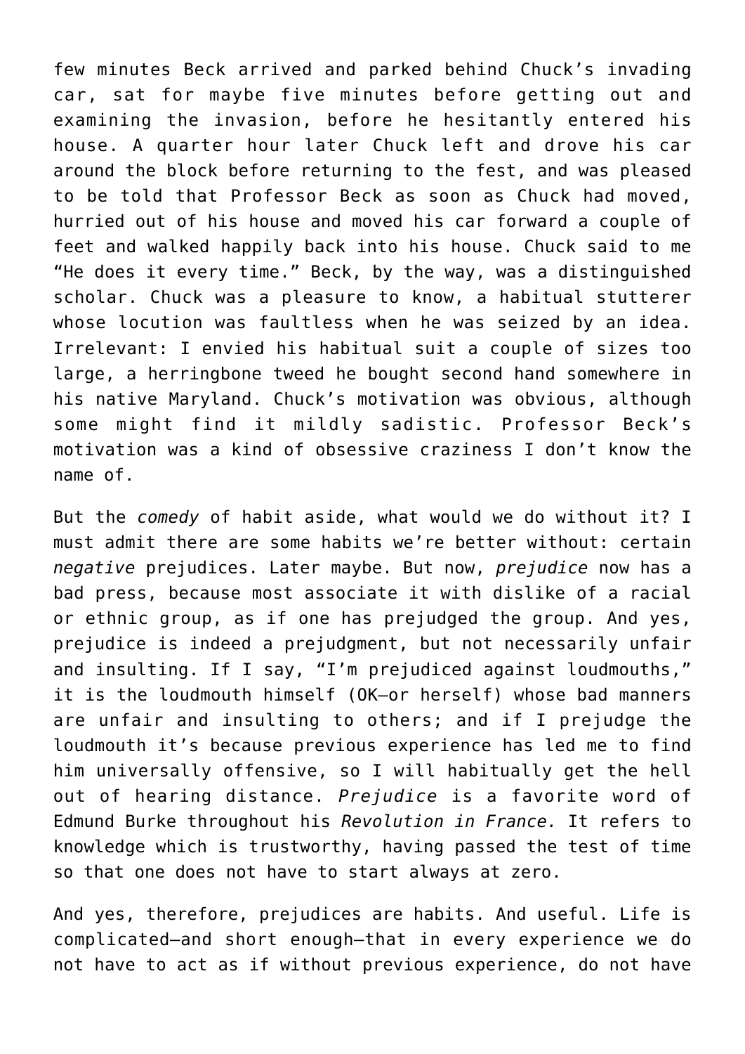few minutes Beck arrived and parked behind Chuck's invading car, sat for maybe five minutes before getting out and examining the invasion, before he hesitantly entered his house. A quarter hour later Chuck left and drove his car around the block before returning to the fest, and was pleased to be told that Professor Beck as soon as Chuck had moved, hurried out of his house and moved his car forward a couple of feet and walked happily back into his house. Chuck said to me "He does it every time." Beck, by the way, was a distinguished scholar. Chuck was a pleasure to know, a habitual stutterer whose locution was faultless when he was seized by an idea. Irrelevant: I envied his habitual suit a couple of sizes too large, a herringbone tweed he bought second hand somewhere in his native Maryland. Chuck's motivation was obvious, although some might find it mildly sadistic. Professor Beck's motivation was a kind of obsessive craziness I don't know the name of.

But the *comedy* of habit aside, what would we do without it? I must admit there are some habits we're better without: certain *negative* prejudices. Later maybe. But now, *prejudice* now has a bad press, because most associate it with dislike of a racial or ethnic group, as if one has prejudged the group. And yes, prejudice is indeed a prejudgment, but not necessarily unfair and insulting. If I say, "I'm prejudiced against loudmouths," it is the loudmouth himself (OK—or herself) whose bad manners are unfair and insulting to others; and if I prejudge the loudmouth it's because previous experience has led me to find him universally offensive, so I will habitually get the hell out of hearing distance. *Prejudice* is a favorite word of Edmund Burke throughout his *Revolution in France.* It refers to knowledge which is trustworthy, having passed the test of time so that one does not have to start always at zero.

And yes, therefore, prejudices are habits. And useful. Life is complicated—and short enough—that in every experience we do not have to act as if without previous experience, do not have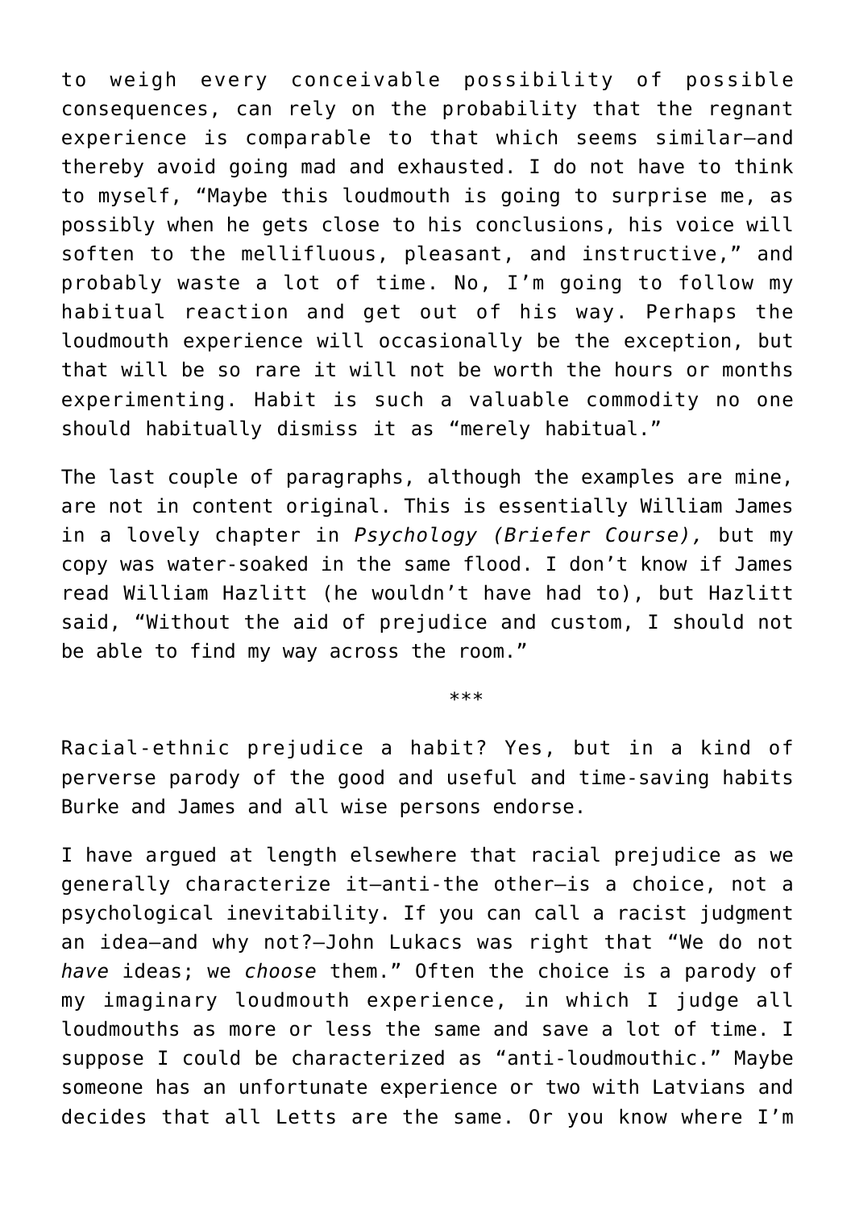to weigh every conceivable possibility of possible consequences, can rely on the probability that the regnant experience is comparable to that which seems similar—and thereby avoid going mad and exhausted. I do not have to think to myself, “Maybe this loudmouth is going to surprise me, as possibly when he gets close to his conclusions, his voice will soften to the mellifluous, pleasant, and instructive,” and probably waste a lot of time. No, I’m going to follow my habitual reaction and get out of his way. Perhaps the loudmouth experience will occasionally be the exception, but that will be so rare it will not be worth the hours or months experimenting. Habit is such a valuable commodity no one should habitually dismiss it as “merely habitual.”

The last couple of paragraphs, although the examples are mine, are not in content original. This is essentially William James in a lovely chapter in *Psychology (Briefer Course),* but my copy was water-soaked in the same flood. I don’t know if James read William Hazlitt (he wouldn’t have had to), but Hazlitt said, “Without the aid of prejudice and custom, I should not be able to find my way across the room.”

***

Racial-ethnic prejudice a habit? Yes, but in a kind of perverse parody of the good and useful and time-saving habits Burke and James and all wise persons endorse.

I have argued at length elsewhere that racial prejudice as we generally characterize it—anti-the other—is a choice, not a psychological inevitability. If you can call a racist judgment an idea—and why not?—John Lukacs was right that “We do not *have* ideas; we *choose* them.” Often the choice is a parody of my imaginary loudmouth experience, in which I judge all loudmouths as more or less the same and save a lot of time. I suppose I could be characterized as “anti-loudmouthic.” Maybe someone has an unfortunate experience or two with Latvians and decides that all Letts are the same. Or you know where I’m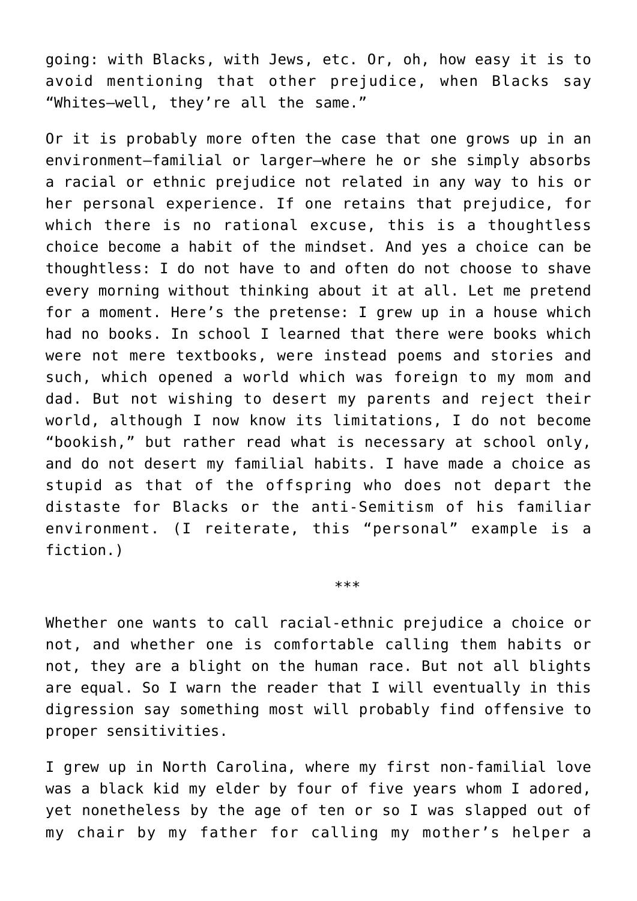going: with Blacks, with Jews, etc. Or, oh, how easy it is to avoid mentioning that other prejudice, when Blacks say "Whites—well, they're all the same."

Or it is probably more often the case that one grows up in an environment—familial or larger—where he or she simply absorbs a racial or ethnic prejudice not related in any way to his or her personal experience. If one retains that prejudice, for which there is no rational excuse, this is a thoughtless choice become a habit of the mindset. And yes a choice can be thoughtless: I do not have to and often do not choose to shave every morning without thinking about it at all. Let me pretend for a moment. Here's the pretense: I grew up in a house which had no books. In school I learned that there were books which were not mere textbooks, were instead poems and stories and such, which opened a world which was foreign to my mom and dad. But not wishing to desert my parents and reject their world, although I now know its limitations, I do not become "bookish," but rather read what is necessary at school only, and do not desert my familial habits. I have made a choice as stupid as that of the offspring who does not depart the distaste for Blacks or the anti-Semitism of his familiar environment. (I reiterate, this "personal" example is a fiction.)

***

Whether one wants to call racial-ethnic prejudice a choice or not, and whether one is comfortable calling them habits or not, they are a blight on the human race. But not all blights are equal. So I warn the reader that I will eventually in this digression say something most will probably find offensive to proper sensitivities.

I grew up in North Carolina, where my first non-familial love was a black kid my elder by four of five years whom I adored, yet nonetheless by the age of ten or so I was slapped out of my chair by my father for calling my mother's helper a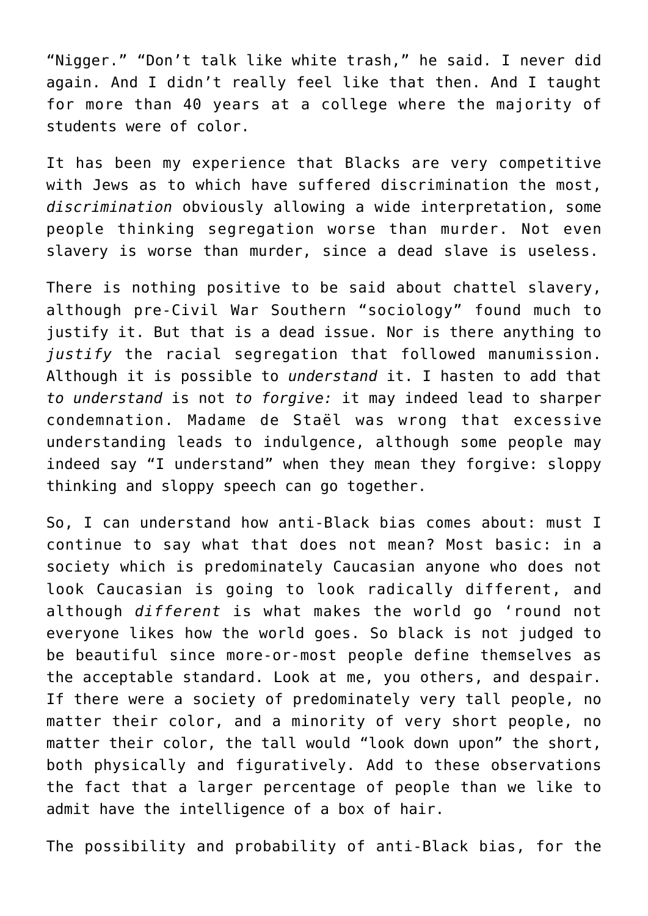“Nigger.” “Don’t talk like white trash,” he said. I never did again. And I didn’t really feel like that then. And I taught for more than 40 years at a college where the majority of students were of color.

It has been my experience that Blacks are very competitive with Jews as to which have suffered discrimination the most, *discrimination* obviously allowing a wide interpretation, some people thinking segregation worse than murder. Not even slavery is worse than murder, since a dead slave is useless.

There is nothing positive to be said about chattel slavery, although pre-Civil War Southern “sociology” found much to justify it. But that is a dead issue. Nor is there anything to *justify* the racial segregation that followed manumission. Although it is possible to *understand* it. I hasten to add that *to understand* is not *to forgive:* it may indeed lead to sharper condemnation. Madame de Staël was wrong that excessive understanding leads to indulgence, although some people may indeed say “I understand” when they mean they forgive: sloppy thinking and sloppy speech can go together.

So, I can understand how anti-Black bias comes about: must I continue to say what that does not mean? Most basic: in a society which is predominately Caucasian anyone who does not look Caucasian is going to look radically different, and although *different* is what makes the world go ‘round not everyone likes how the world goes. So black is not judged to be beautiful since more-or-most people define themselves as the acceptable standard. Look at me, you others, and despair. If there were a society of predominately very tall people, no matter their color, and a minority of very short people, no matter their color, the tall would “look down upon” the short, both physically and figuratively. Add to these observations the fact that a larger percentage of people than we like to admit have the intelligence of a box of hair.

The possibility and probability of anti-Black bias, for the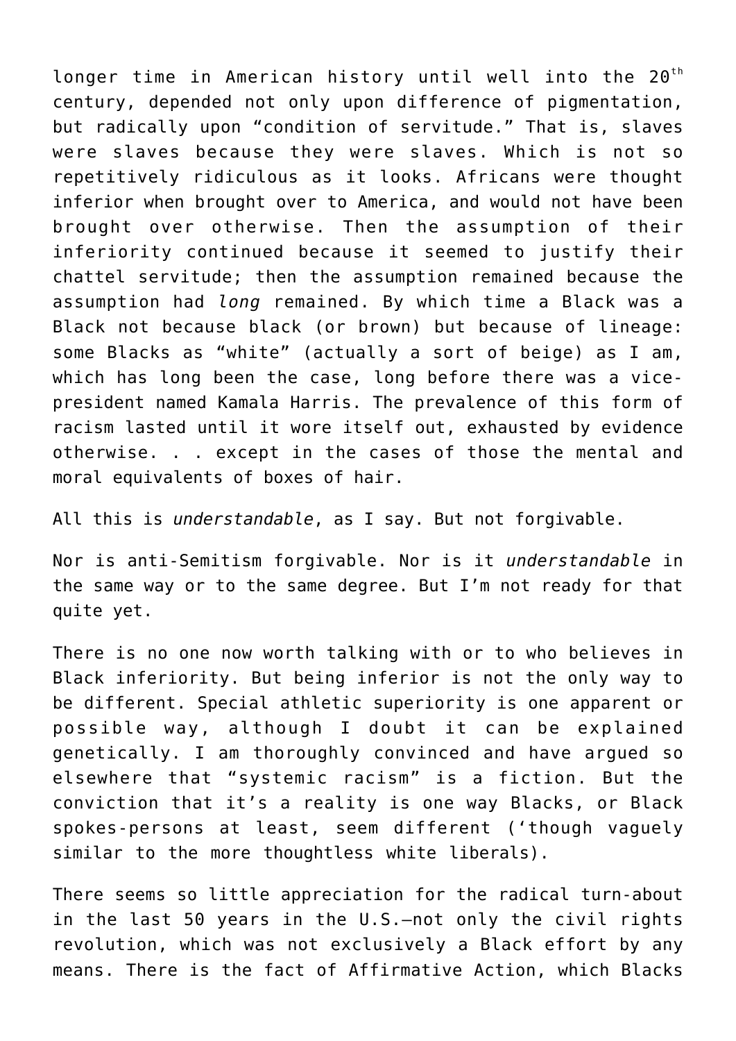longer time in American history until well into the 20th century, depended not only upon difference of pigmentation, but radically upon "condition of servitude." That is, slaves were slaves because they were slaves. Which is not so repetitively ridiculous as it looks. Africans were thought inferior when brought over to America, and would not have been brought over otherwise. Then the assumption of their inferiority continued because it seemed to justify their chattel servitude; then the assumption remained because the assumption had *long* remained. By which time a Black was a Black not because black (or brown) but because of lineage: some Blacks as "white" (actually a sort of beige) as I am, which has long been the case, long before there was a vice-president named Kamala Harris. The prevalence of this form of racism lasted until it wore itself out, exhausted by evidence otherwise. . . except in the cases of those the mental and moral equivalents of boxes of hair.

All this is *understandable*, as I say. But not forgivable.

Nor is anti-Semitism forgivable. Nor is it *understandable* in the same way or to the same degree. But I'm not ready for that quite yet.

There is no one now worth talking with or to who believes in Black inferiority. But being inferior is not the only way to be different. Special athletic superiority is one apparent or possible way, although I doubt it can be explained genetically. I am thoroughly convinced and have argued so elsewhere that "systemic racism" is a fiction. But the conviction that it's a reality is one way Blacks, or Black spokes-persons at least, seem different ('though vaguely similar to the more thoughtless white liberals).

There seems so little appreciation for the radical turn-about in the last 50 years in the U.S.—not only the civil rights revolution, which was not exclusively a Black effort by any means. There is the fact of Affirmative Action, which Blacks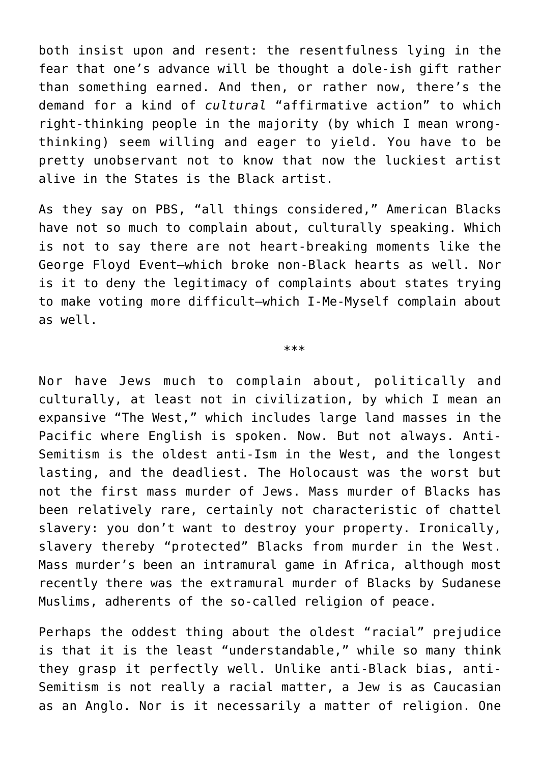both insist upon and resent: the resentfulness lying in the fear that one's advance will be thought a dole-ish gift rather than something earned. And then, or rather now, there's the demand for a kind of *cultural* "affirmative action" to which right-thinking people in the majority (by which I mean wrong-thinking) seem willing and eager to yield. You have to be pretty unobservant not to know that now the luckiest artist alive in the States is the Black artist.

As they say on PBS, "all things considered," American Blacks have not so much to complain about, culturally speaking. Which is not to say there are not heart-breaking moments like the George Floyd Event—which broke non-Black hearts as well. Nor is it to deny the legitimacy of complaints about states trying to make voting more difficult—which I-Me-Myself complain about as well.

***

Nor have Jews much to complain about, politically and culturally, at least not in civilization, by which I mean an expansive "The West," which includes large land masses in the Pacific where English is spoken. Now. But not always. Anti-Semitism is the oldest anti-Ism in the West, and the longest lasting, and the deadliest. The Holocaust was the worst but not the first mass murder of Jews. Mass murder of Blacks has been relatively rare, certainly not characteristic of chattel slavery: you don't want to destroy your property. Ironically, slavery thereby "protected" Blacks from murder in the West. Mass murder's been an intramural game in Africa, although most recently there was the extramural murder of Blacks by Sudanese Muslims, adherents of the so-called religion of peace.

Perhaps the oddest thing about the oldest "racial" prejudice is that it is the least "understandable," while so many think they grasp it perfectly well. Unlike anti-Black bias, anti-Semitism is not really a racial matter, a Jew is as Caucasian as an Anglo. Nor is it necessarily a matter of religion. One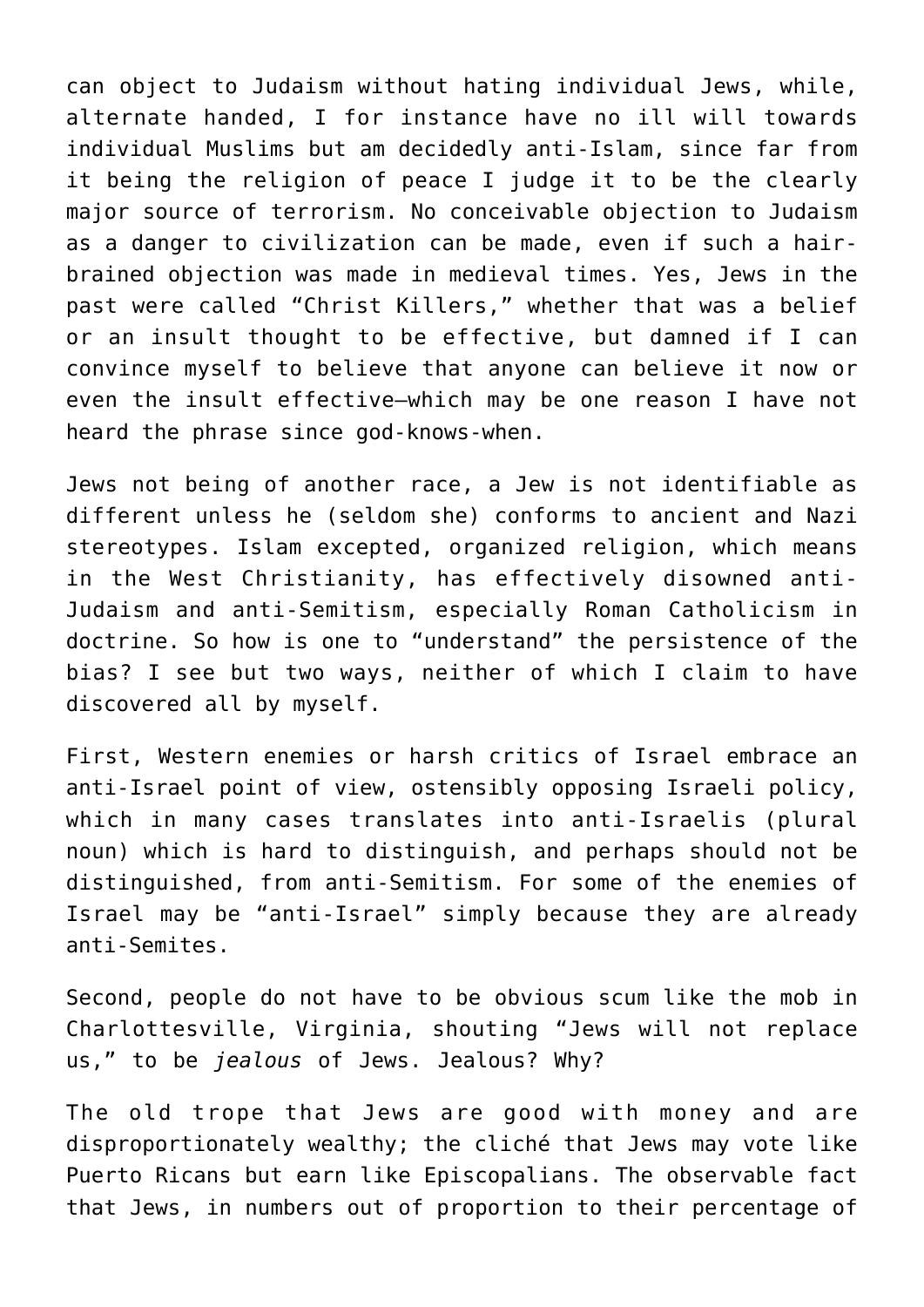can object to Judaism without hating individual Jews, while, alternate handed, I for instance have no ill will towards individual Muslims but am decidedly anti-Islam, since far from it being the religion of peace I judge it to be the clearly major source of terrorism. No conceivable objection to Judaism as a danger to civilization can be made, even if such a hair-brained objection was made in medieval times. Yes, Jews in the past were called "Christ Killers," whether that was a belief or an insult thought to be effective, but damned if I can convince myself to believe that anyone can believe it now or even the insult effective—which may be one reason I have not heard the phrase since god-knows-when.

Jews not being of another race, a Jew is not identifiable as different unless he (seldom she) conforms to ancient and Nazi stereotypes. Islam excepted, organized religion, which means in the West Christianity, has effectively disowned anti-Judaism and anti-Semitism, especially Roman Catholicism in doctrine. So how is one to "understand" the persistence of the bias? I see but two ways, neither of which I claim to have discovered all by myself.

First, Western enemies or harsh critics of Israel embrace an anti-Israel point of view, ostensibly opposing Israeli policy, which in many cases translates into anti-Israelis (plural noun) which is hard to distinguish, and perhaps should not be distinguished, from anti-Semitism. For some of the enemies of Israel may be "anti-Israel" simply because they are already anti-Semites.

Second, people do not have to be obvious scum like the mob in Charlottesville, Virginia, shouting "Jews will not replace us," to be *jealous* of Jews. Jealous? Why?

The old trope that Jews are good with money and are disproportionately wealthy; the cliché that Jews may vote like Puerto Ricans but earn like Episcopalians. The observable fact that Jews, in numbers out of proportion to their percentage of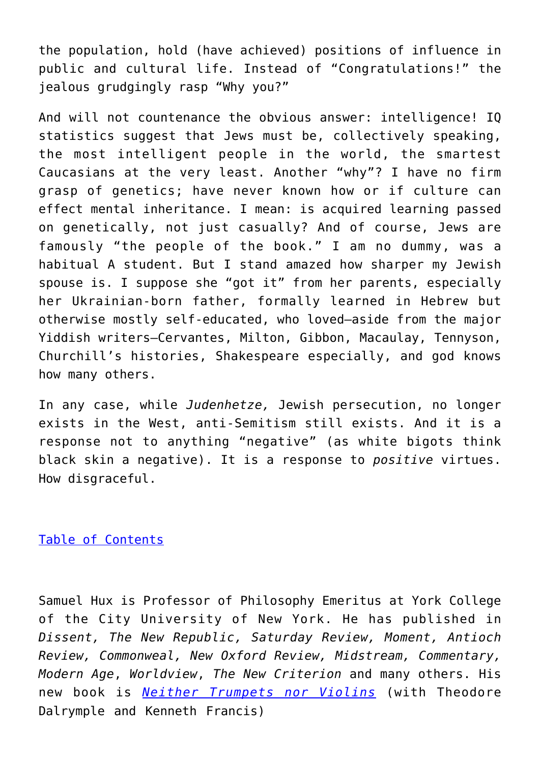the population, hold (have achieved) positions of influence in public and cultural life. Instead of "Congratulations!" the jealous grudgingly rasp "Why you?"

And will not countenance the obvious answer: intelligence! IQ statistics suggest that Jews must be, collectively speaking, the most intelligent people in the world, the smartest Caucasians at the very least. Another "why"? I have no firm grasp of genetics; have never known how or if culture can effect mental inheritance. I mean: is acquired learning passed on genetically, not just casually? And of course, Jews are famously "the people of the book." I am no dummy, was a habitual A student. But I stand amazed how sharper my Jewish spouse is. I suppose she "got it" from her parents, especially her Ukrainian-born father, formally learned in Hebrew but otherwise mostly self-educated, who loved—aside from the major Yiddish writers—Cervantes, Milton, Gibbon, Macaulay, Tennyson, Churchill's histories, Shakespeare especially, and god knows how many others.

In any case, while *Judenhetze,* Jewish persecution, no longer exists in the West, anti-Semitism still exists. And it is a response not to anything "negative" (as white bigots think black skin a negative). It is a response to *positive* virtues. How disgraceful.

Table of Contents

Samuel Hux is Professor of Philosophy Emeritus at York College of the City University of New York. He has published in *Dissent, The New Republic, Saturday Review, Moment, Antioch Review, Commonweal, New Oxford Review, Midstream, Commentary, Modern Age*, *Worldview*, *The New Criterion* and many others. His new book is *Neither Trumpets nor Violins* (with Theodore Dalrymple and Kenneth Francis)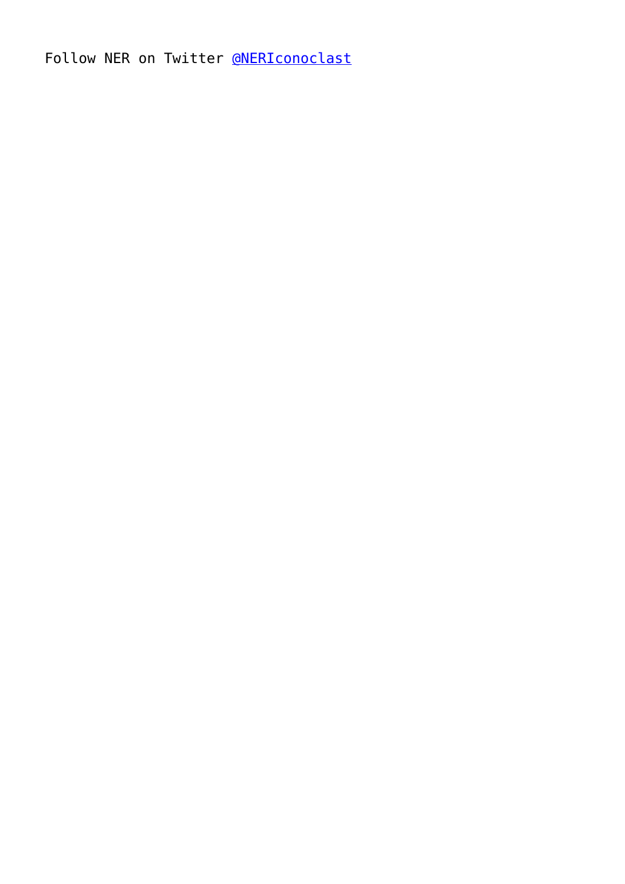Follow NER on Twitter [@NERIconoclast](https://twitter.com/NERIconoclast)